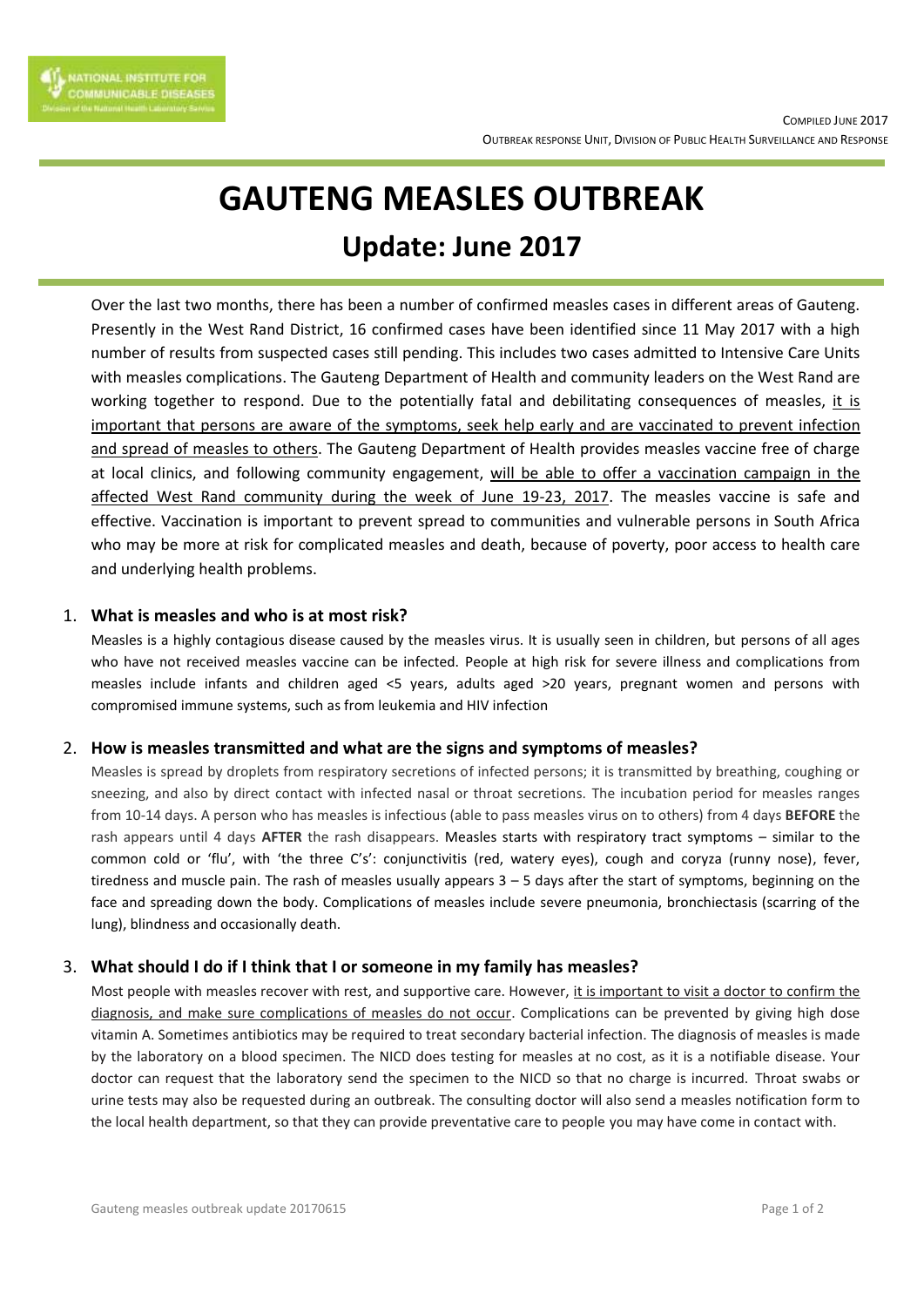NATIONAL INSTITUTE FOR COMMUNICABLE DISEASES
Division of the National Health Laboratory Service

COMPILED JUNE 2017
OUTBREAK RESPONSE UNIT, DIVISION OF PUBLIC HEALTH SURVEILLANCE AND RESPONSE

# GAUTENG MEASLES OUTBREAK

## Update: June 2017

Over the last two months, there has been a number of confirmed measles cases in different areas of Gauteng. Presently in the West Rand District, 16 confirmed cases have been identified since 11 May 2017 with a high number of results from suspected cases still pending. This includes two cases admitted to Intensive Care Units with measles complications. The Gauteng Department of Health and community leaders on the West Rand are working together to respond. Due to the potentially fatal and debilitating consequences of measles, <u>it is important that persons are aware of the symptoms, seek help early and are vaccinated to prevent infection and spread of measles to others</u>. The Gauteng Department of Health provides measles vaccine free of charge at local clinics, and following community engagement, <u>will be able to offer a vaccination campaign in the affected West Rand community during the week of June 19-23, 2017</u>. The measles vaccine is safe and effective. Vaccination is important to prevent spread to communities and vulnerable persons in South Africa who may be more at risk for complicated measles and death, because of poverty, poor access to health care and underlying health problems.

1. **What is measles and who is at most risk?**

   Measles is a highly contagious disease caused by the measles virus. It is usually seen in children, but persons of all ages who have not received measles vaccine can be infected. People at high risk for severe illness and complications from measles include infants and children aged <5 years, adults aged >20 years, pregnant women and persons with compromised immune systems, such as from leukemia and HIV infection

2. **How is measles transmitted and what are the signs and symptoms of measles?**

   Measles is spread by droplets from respiratory secretions of infected persons; it is transmitted by breathing, coughing or sneezing, and also by direct contact with infected nasal or throat secretions. The incubation period for measles ranges from 10-14 days. A person who has measles is infectious (able to pass measles virus on to others) from 4 days **BEFORE** the rash appears until 4 days **AFTER** the rash disappears. Measles starts with respiratory tract symptoms – similar to the common cold or 'flu', with 'the three C's': conjunctivitis (red, watery eyes), cough and coryza (runny nose), fever, tiredness and muscle pain. The rash of measles usually appears 3 – 5 days after the start of symptoms, beginning on the face and spreading down the body. Complications of measles include severe pneumonia, bronchiectasis (scarring of the lung), blindness and occasionally death.

3. **What should I do if I think that I or someone in my family has measles?**

   Most people with measles recover with rest, and supportive care. However, <u>it is important to visit a doctor to confirm the diagnosis, and make sure complications of measles do not occur</u>. Complications can be prevented by giving high dose vitamin A. Sometimes antibiotics may be required to treat secondary bacterial infection. The diagnosis of measles is made by the laboratory on a blood specimen. The NICD does testing for measles at no cost, as it is a notifiable disease. Your doctor can request that the laboratory send the specimen to the NICD so that no charge is incurred. Throat swabs or urine tests may also be requested during an outbreak. The consulting doctor will also send a measles notification form to the local health department, so that they can provide preventative care to people you may have come in contact with.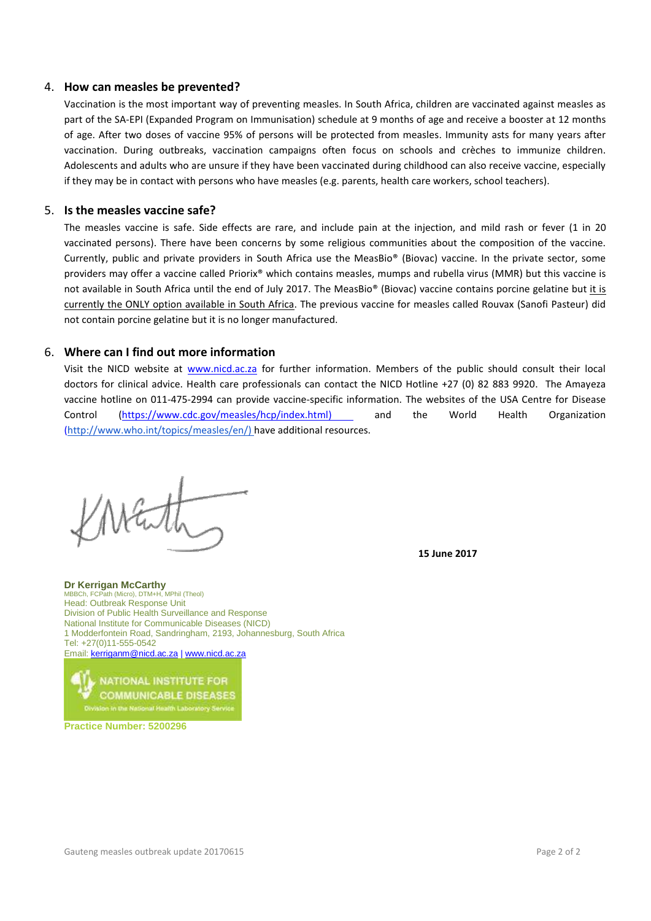## 4. How can measles be prevented?

Vaccination is the most important way of preventing measles. In South Africa, children are vaccinated against measles as part of the SA-EPI (Expanded Program on Immunisation) schedule at 9 months of age and receive a booster at 12 months of age. After two doses of vaccine 95% of persons will be protected from measles. Immunity asts for many years after vaccination. During outbreaks, vaccination campaigns often focus on schools and crèches to immunize children. Adolescents and adults who are unsure if they have been vaccinated during childhood can also receive vaccine, especially if they may be in contact with persons who have measles (e.g. parents, health care workers, school teachers).

## 5. Is the measles vaccine safe?

The measles vaccine is safe. Side effects are rare, and include pain at the injection, and mild rash or fever (1 in 20 vaccinated persons). There have been concerns by some religious communities about the composition of the vaccine. Currently, public and private providers in South Africa use the MeasBio® (Biovac) vaccine. In the private sector, some providers may offer a vaccine called Priorix® which contains measles, mumps and rubella virus (MMR) but this vaccine is not available in South Africa until the end of July 2017. The MeasBio® (Biovac) vaccine contains porcine gelatine but it is currently the ONLY option available in South Africa. The previous vaccine for measles called Rouvax (Sanofi Pasteur) did not contain porcine gelatine but it is no longer manufactured.

## 6. Where can I find out more information

Visit the NICD website at www.nicd.ac.za for further information. Members of the public should consult their local doctors for clinical advice. Health care professionals can contact the NICD Hotline +27 (0) 82 883 9920. The Amayeza vaccine hotline on 011-475-2994 can provide vaccine-specific information. The websites of the USA Centre for Disease Control (https://www.cdc.gov/measles/hcp/index.html) and the World Health Organization (http://www.who.int/topics/measles/en/) have additional resources.

**15 June 2017**

**Dr Kerrigan McCarthy**
MBBCh, FCPath (Micro), DTM+H, MPhil (Theol)
Head: Outbreak Response Unit
Division of Public Health Surveillance and Response
National Institute for Communicable Diseases (NICD)
1 Modderfontein Road, Sandringham, 2193, Johannesburg, South Africa
Tel: +27(0)11-555-0542
Email: kerriganm@nicd.ac.za | www.nicd.ac.za

NATIONAL INSTITUTE FOR COMMUNICABLE DISEASES
Division in the National Health Laboratory Service

**Practice Number: 5200296**